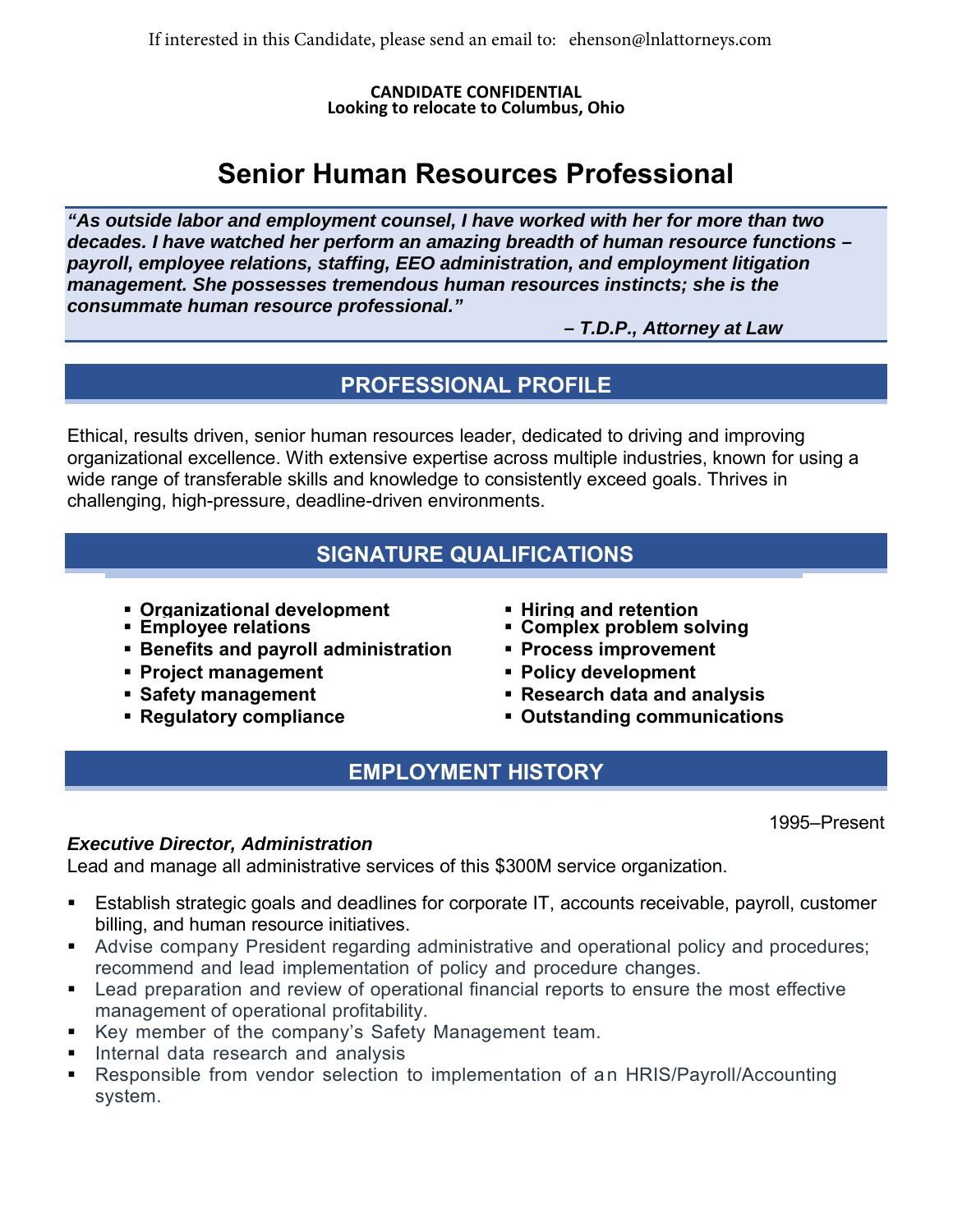If interested in this Candidate, please send an email to: ehenson@lnlattorneys.com

**CANDIDATE CONFIDENTIAL**
**Looking to relocate to Columbus, Ohio**

# Senior Human Resources Professional

> ***"As outside labor and employment counsel, I have worked with her for more than two decades. I have watched her perform an amazing breadth of human resource functions – payroll, employee relations, staffing, EEO administration, and employment litigation management. She possesses tremendous human resources instincts; she is the consummate human resource professional."***
>
> ***– T.D.P., Attorney at Law***

## PROFESSIONAL PROFILE

Ethical, results driven, senior human resources leader, dedicated to driving and improving organizational excellence. With extensive expertise across multiple industries, known for using a wide range of transferable skills and knowledge to consistently exceed goals. Thrives in challenging, high-pressure, deadline-driven environments.

## SIGNATURE QUALIFICATIONS

- **Organizational development**
- **Employee relations**
- **Benefits and payroll administration**
- **Project management**
- **Safety management**
- **Regulatory compliance**
- **Hiring and retention**
- **Complex problem solving**
- **Process improvement**
- **Policy development**
- **Research data and analysis**
- **Outstanding communications**

## EMPLOYMENT HISTORY

1995–Present

***Executive Director, Administration***
Lead and manage all administrative services of this $300M service organization.

- Establish strategic goals and deadlines for corporate IT, accounts receivable, payroll, customer billing, and human resource initiatives.
- Advise company President regarding administrative and operational policy and procedures; recommend and lead implementation of policy and procedure changes.
- Lead preparation and review of operational financial reports to ensure the most effective management of operational profitability.
- Key member of the company's Safety Management team.
- Internal data research and analysis
- Responsible from vendor selection to implementation of an HRIS/Payroll/Accounting system.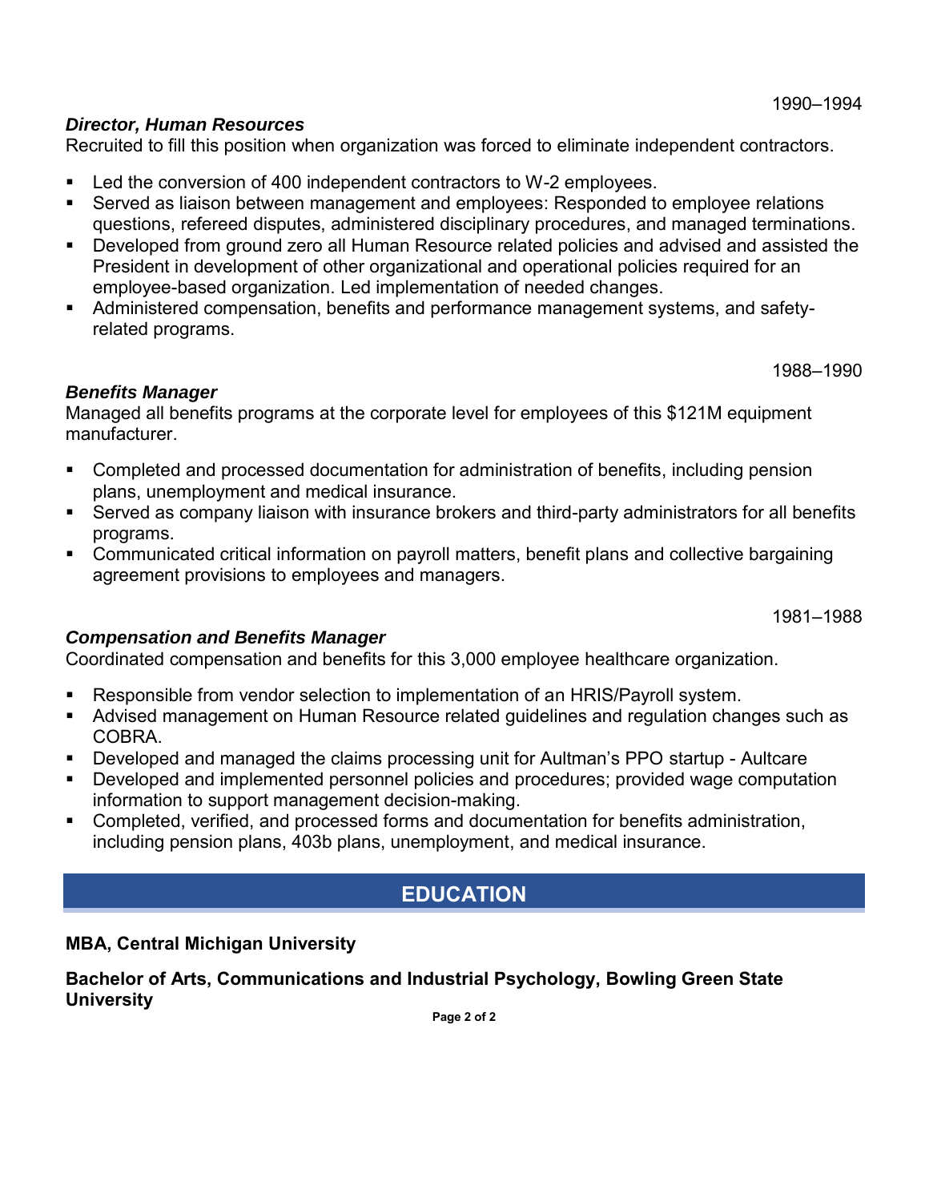1990–1994

***Director, Human Resources***

Recruited to fill this position when organization was forced to eliminate independent contractors.

- Led the conversion of 400 independent contractors to W-2 employees.
- Served as liaison between management and employees: Responded to employee relations questions, refereed disputes, administered disciplinary procedures, and managed terminations.
- Developed from ground zero all Human Resource related policies and advised and assisted the President in development of other organizational and operational policies required for an employee-based organization. Led implementation of needed changes.
- Administered compensation, benefits and performance management systems, and safety-related programs.

1988–1990

***Benefits Manager***

Managed all benefits programs at the corporate level for employees of this $121M equipment manufacturer.

- Completed and processed documentation for administration of benefits, including pension plans, unemployment and medical insurance.
- Served as company liaison with insurance brokers and third-party administrators for all benefits programs.
- Communicated critical information on payroll matters, benefit plans and collective bargaining agreement provisions to employees and managers.

1981–1988

***Compensation and Benefits Manager***

Coordinated compensation and benefits for this 3,000 employee healthcare organization.

- Responsible from vendor selection to implementation of an HRIS/Payroll system.
- Advised management on Human Resource related guidelines and regulation changes such as COBRA.
- Developed and managed the claims processing unit for Aultman's PPO startup - Aultcare
- Developed and implemented personnel policies and procedures; provided wage computation information to support management decision-making.
- Completed, verified, and processed forms and documentation for benefits administration, including pension plans, 403b plans, unemployment, and medical insurance.

## EDUCATION

**MBA, Central Michigan University**

**Bachelor of Arts, Communications and Industrial Psychology, Bowling Green State University**